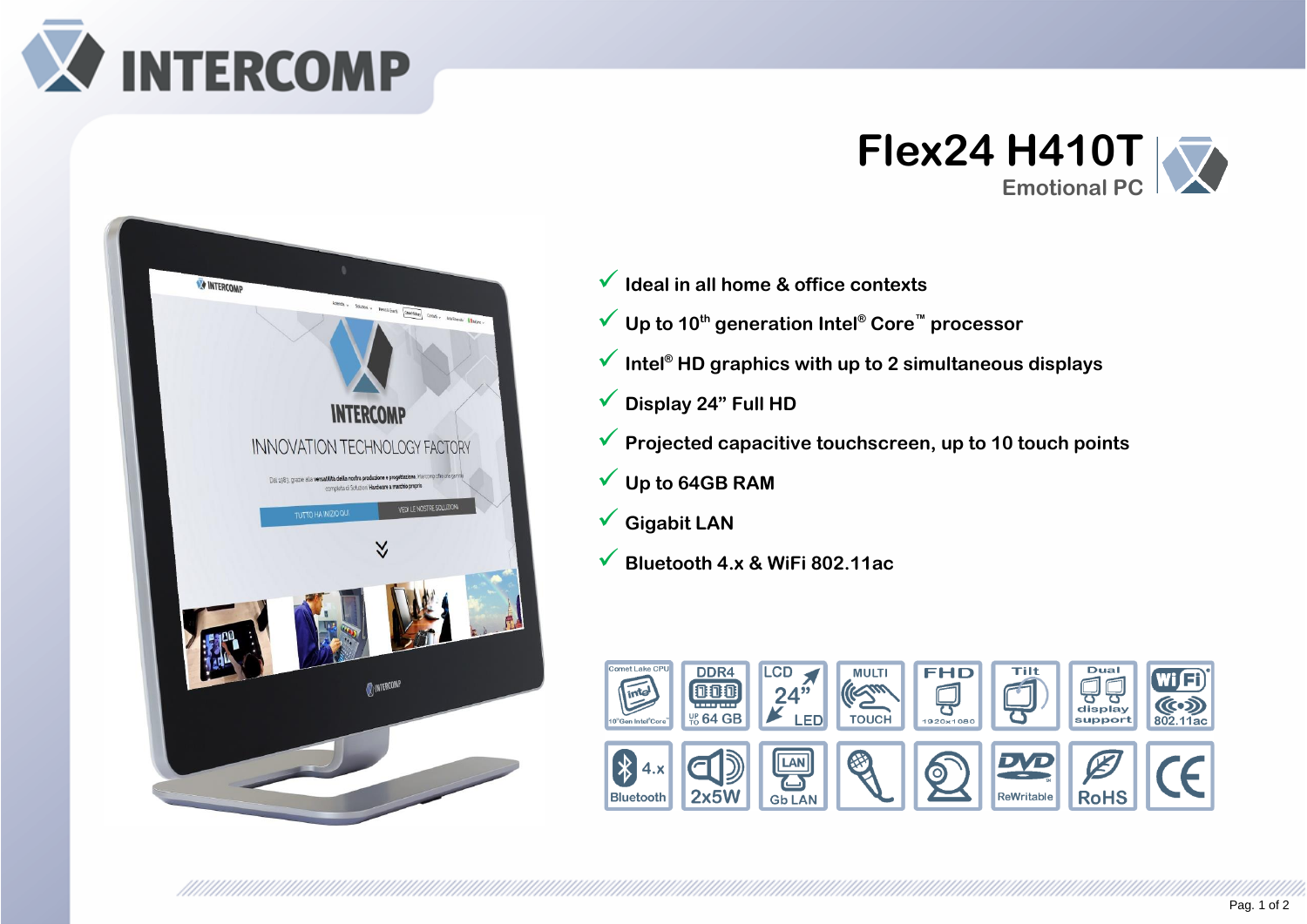# Flex24 H410T

## Emotional PC

- ✓ Ideal in all home & office contexts
- ✓ Up to 10$^{th}$ generation Intel® Core™ processor
- ✓ Intel® HD graphics with up to 2 simultaneous displays
- ✓ Display 24" Full HD
- ✓ Projected capacitive touchscreen, up to 10 touch points
- ✓ Up to 64GB RAM
- ✓ Gigabit LAN
- ✓ Bluetooth 4.x & WiFi 802.11ac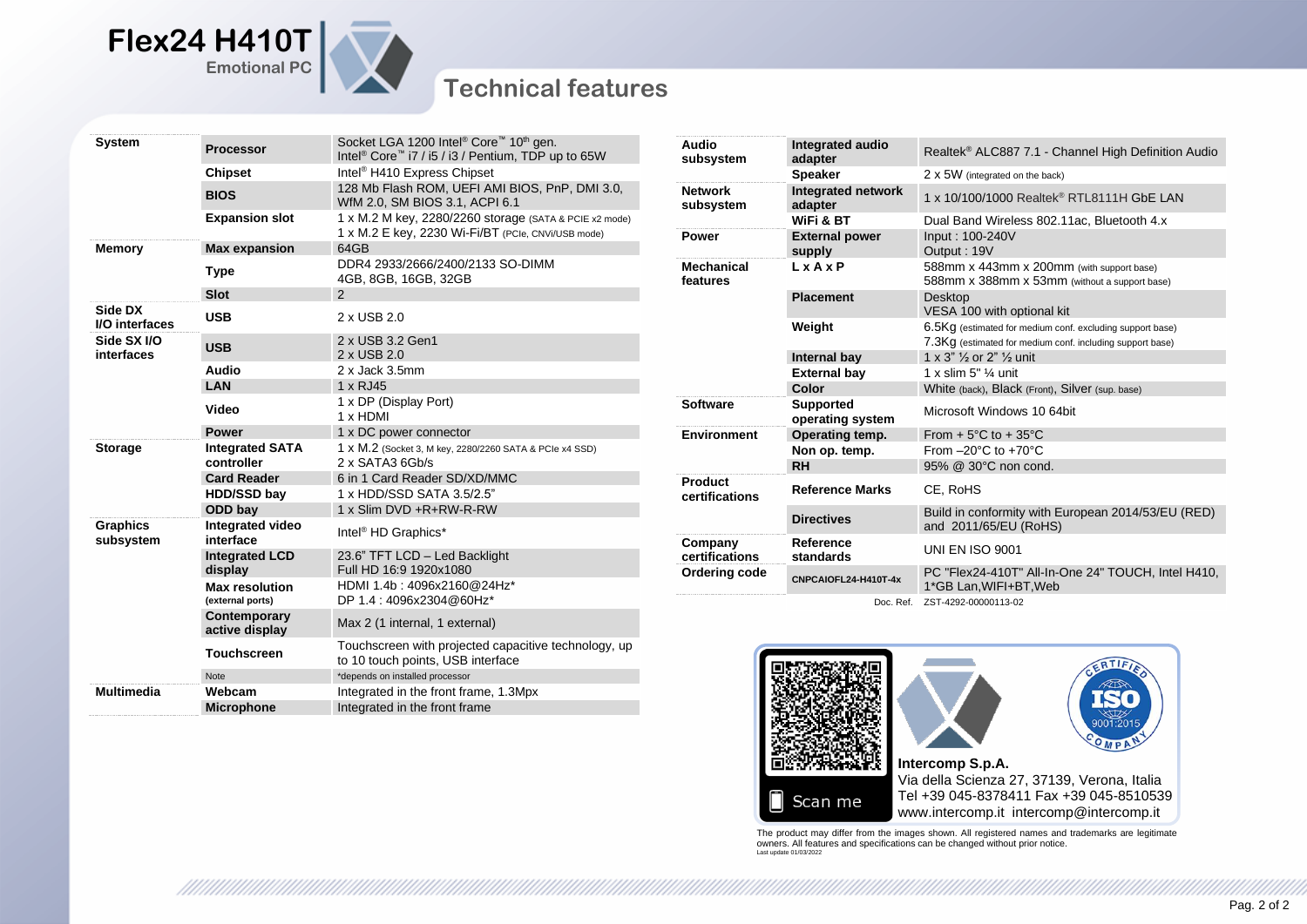# Flex24 H410T

Emotional PC

## Technical features

| | | |
|---|---|---|
| **System** | **Processor** | Socket LGA 1200 Intel® Core™ 10th gen. Intel® Core™ i7 / i5 / i3 / Pentium, TDP up to 65W |
| | **Chipset** | Intel® H410 Express Chipset |
| | **BIOS** | 128 Mb Flash ROM, UEFI AMI BIOS, PnP, DMI 3.0, WfM 2.0, SM BIOS 3.1, ACPI 6.1 |
| | **Expansion slot** | 1 x M.2 M key, 2280/2260 storage (SATA & PCIE x2 mode)<br>1 x M.2 E key, 2230 Wi-Fi/BT (PCIe, CNVi/USB mode) |
| **Memory** | **Max expansion** | 64GB |
| | **Type** | DDR4 2933/2666/2400/2133 SO-DIMM<br>4GB, 8GB, 16GB, 32GB |
| | **Slot** | 2 |
| **Side DX I/O interfaces** | **USB** | 2 x USB 2.0 |
| **Side SX I/O interfaces** | **USB** | 2 x USB 3.2 Gen1<br>2 x USB 2.0 |
| | **Audio** | 2 x Jack 3.5mm |
| | **LAN** | 1 x RJ45 |
| | **Video** | 1 x DP (Display Port)<br>1 x HDMI |
| | **Power** | 1 x DC power connector |
| **Storage** | **Integrated SATA controller** | 1 x M.2 (Socket 3, M key, 2280/2260 SATA & PCIe x4 SSD)<br>2 x SATA3 6Gb/s |
| | **Card Reader** | 6 in 1 Card Reader SD/XD/MMC |
| | **HDD/SSD bay** | 1 x HDD/SSD SATA 3.5/2.5" |
| | **ODD bay** | 1 x Slim DVD +R+RW-R-RW |
| **Graphics subsystem** | **Integrated video interface** | Intel® HD Graphics* |
| | **Integrated LCD display** | 23.6" TFT LCD – Led Backlight<br>Full HD 16:9 1920x1080 |
| | **Max resolution** (external ports) | HDMI 1.4b : 4096x2160@24Hz*<br>DP 1.4 : 4096x2304@60Hz* |
| | **Contemporary active display** | Max 2 (1 internal, 1 external) |
| | **Touchscreen** | Touchscreen with projected capacitive technology, up to 10 touch points, USB interface |
| | Note | *depends on installed processor |
| **Multimedia** | **Webcam** | Integrated in the front frame, 1.3Mpx |
| | **Microphone** | Integrated in the front frame |

| | | |
|---|---|---|
| **Audio subsystem** | **Integrated audio adapter** | Realtek® ALC887 7.1 - Channel High Definition Audio |
| | **Speaker** | 2 x 5W (integrated on the back) |
| **Network subsystem** | **Integrated network adapter** | 1 x 10/100/1000 Realtek® RTL8111H GbE LAN |
| | **WiFi & BT** | Dual Band Wireless 802.11ac, Bluetooth 4.x |
| **Power** | **External power supply** | Input : 100-240V<br>Output : 19V |
| **Mechanical features** | **L x A x P** | 588mm x 443mm x 200mm (with support base)<br>588mm x 388mm x 53mm (without a support base) |
| | **Placement** | Desktop<br>VESA 100 with optional kit |
| | **Weight** | 6.5Kg (estimated for medium conf. excluding support base)<br>7.3Kg (estimated for medium conf. including support base) |
| | **Internal bay** | 1 x 3" ½ or 2" ½ unit |
| | **External bay** | 1 x slim 5" ¼ unit |
| | **Color** | White (back), Black (Front), Silver (sup. base) |
| **Software** | **Supported operating system** | Microsoft Windows 10 64bit |
| **Environment** | **Operating temp.** | From + 5°C to + 35°C |
| | **Non op. temp.** | From –20°C to +70°C |
| | **RH** | 95% @ 30°C non cond. |
| **Product certifications** | **Reference Marks** | CE, RoHS |
| | **Directives** | Build in conformity with European 2014/53/EU (RED) and 2011/65/EU (RoHS) |
| **Company certifications** | **Reference standards** | UNI EN ISO 9001 |
| **Ordering code** | **CNPCAIOFL24-H410T-4x** | PC "Flex24-410T" All-In-One 24" TOUCH, Intel H410, 1*GB Lan,WIFI+BT,Web |

Doc. Ref. ZST-4292-00000113-02

Scan me

CERTIFIED ISO 9001:2015 COMPANY

**Intercomp S.p.A.**
Via della Scienza 27, 37139, Verona, Italia
Tel +39 045-8378411 Fax +39 045-8510539
www.intercomp.it intercomp@intercomp.it

The product may differ from the images shown. All registered names and trademarks are legitimate owners. All features and specifications can be changed without prior notice.
Last update 01/03/2022